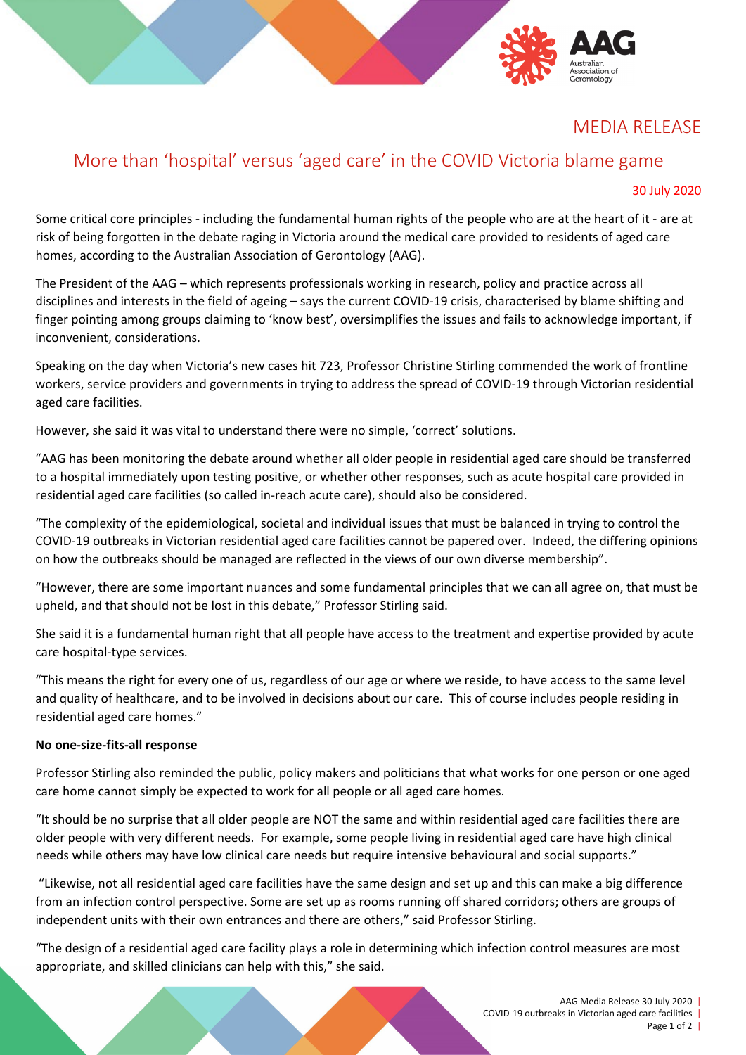MEDIA RELEASE

# More than 'hospital' versus 'aged care' in the COVID Victoria blame game

30 July 2020

Some critical core principles - including the fundamental human rights of the people who are at the heart of it - are at risk of being forgotten in the debate raging in Victoria around the medical care provided to residents of aged care homes, according to the Australian Association of Gerontology (AAG).

The President of the AAG – which represents professionals working in research, policy and practice across all disciplines and interests in the field of ageing – says the current COVID-19 crisis, characterised by blame shifting and finger pointing among groups claiming to 'know best', oversimplifies the issues and fails to acknowledge important, if inconvenient, considerations.

Speaking on the day when Victoria's new cases hit 723, Professor Christine Stirling commended the work of frontline workers, service providers and governments in trying to address the spread of COVID-19 through Victorian residential aged care facilities.

However, she said it was vital to understand there were no simple, 'correct' solutions.

"AAG has been monitoring the debate around whether all older people in residential aged care should be transferred to a hospital immediately upon testing positive, or whether other responses, such as acute hospital care provided in residential aged care facilities (so called in-reach acute care), should also be considered.

"The complexity of the epidemiological, societal and individual issues that must be balanced in trying to control the COVID-19 outbreaks in Victorian residential aged care facilities cannot be papered over. Indeed, the differing opinions on how the outbreaks should be managed are reflected in the views of our own diverse membership".

"However, there are some important nuances and some fundamental principles that we can all agree on, that must be upheld, and that should not be lost in this debate," Professor Stirling said.

She said it is a fundamental human right that all people have access to the treatment and expertise provided by acute care hospital-type services.

"This means the right for every one of us, regardless of our age or where we reside, to have access to the same level and quality of healthcare, and to be involved in decisions about our care. This of course includes people residing in residential aged care homes."

**No one-size-fits-all response**

Professor Stirling also reminded the public, policy makers and politicians that what works for one person or one aged care home cannot simply be expected to work for all people or all aged care homes.

"It should be no surprise that all older people are NOT the same and within residential aged care facilities there are older people with very different needs. For example, some people living in residential aged care have high clinical needs while others may have low clinical care needs but require intensive behavioural and social supports."

"Likewise, not all residential aged care facilities have the same design and set up and this can make a big difference from an infection control perspective. Some are set up as rooms running off shared corridors; others are groups of independent units with their own entrances and there are others," said Professor Stirling.

"The design of a residential aged care facility plays a role in determining which infection control measures are most appropriate, and skilled clinicians can help with this," she said.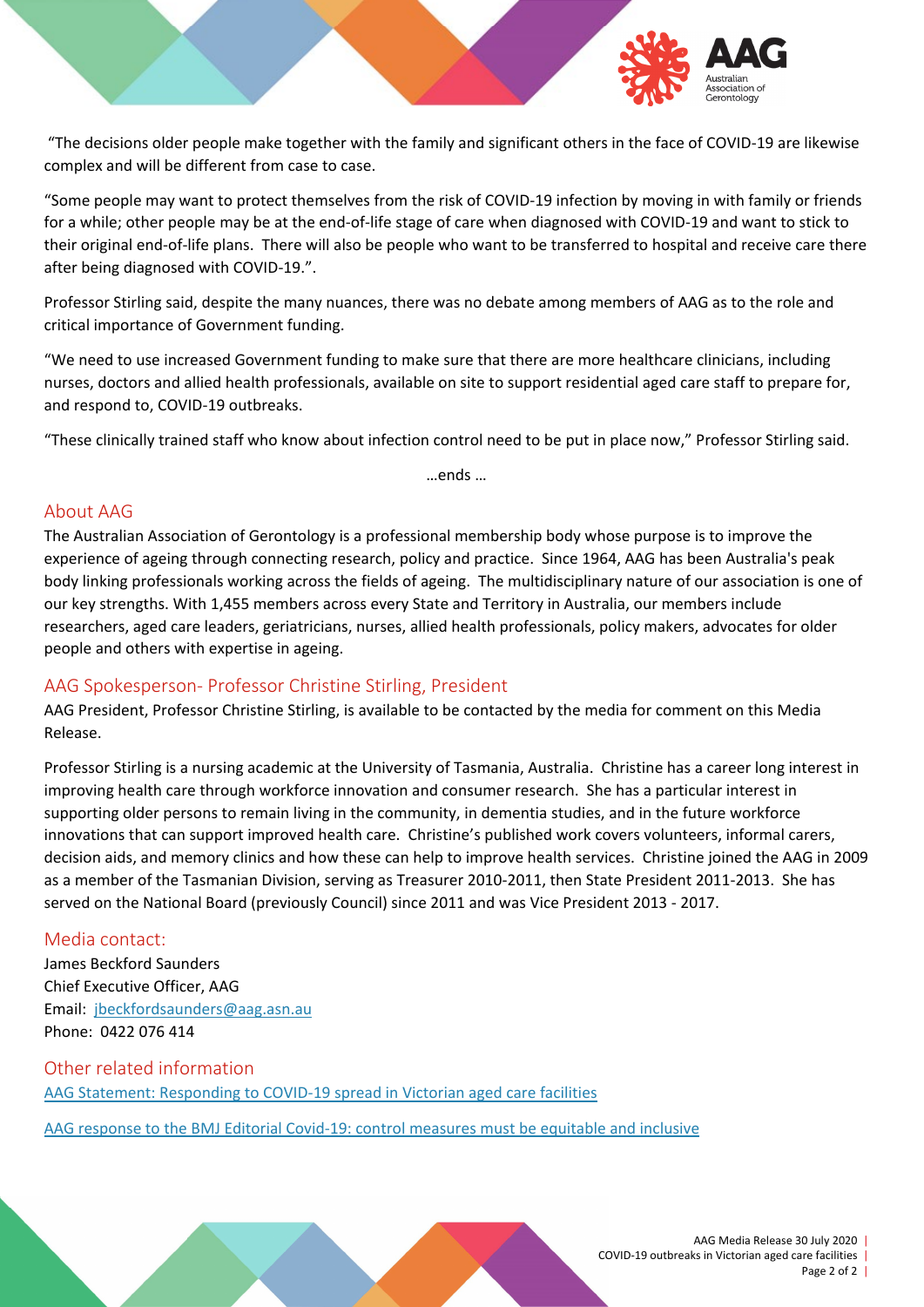"The decisions older people make together with the family and significant others in the face of COVID-19 are likewise complex and will be different from case to case.

"Some people may want to protect themselves from the risk of COVID-19 infection by moving in with family or friends for a while; other people may be at the end-of-life stage of care when diagnosed with COVID-19 and want to stick to their original end-of-life plans. There will also be people who want to be transferred to hospital and receive care there after being diagnosed with COVID-19.".

Professor Stirling said, despite the many nuances, there was no debate among members of AAG as to the role and critical importance of Government funding.

"We need to use increased Government funding to make sure that there are more healthcare clinicians, including nurses, doctors and allied health professionals, available on site to support residential aged care staff to prepare for, and respond to, COVID-19 outbreaks.

"These clinically trained staff who know about infection control need to be put in place now," Professor Stirling said.

…ends …

## About AAG

The Australian Association of Gerontology is a professional membership body whose purpose is to improve the experience of ageing through connecting research, policy and practice. Since 1964, AAG has been Australia's peak body linking professionals working across the fields of ageing. The multidisciplinary nature of our association is one of our key strengths. With 1,455 members across every State and Territory in Australia, our members include researchers, aged care leaders, geriatricians, nurses, allied health professionals, policy makers, advocates for older people and others with expertise in ageing.

## AAG Spokesperson- Professor Christine Stirling, President

AAG President, Professor Christine Stirling, is available to be contacted by the media for comment on this Media Release.

Professor Stirling is a nursing academic at the University of Tasmania, Australia. Christine has a career long interest in improving health care through workforce innovation and consumer research. She has a particular interest in supporting older persons to remain living in the community, in dementia studies, and in the future workforce innovations that can support improved health care. Christine's published work covers volunteers, informal carers, decision aids, and memory clinics and how these can help to improve health services. Christine joined the AAG in 2009 as a member of the Tasmanian Division, serving as Treasurer 2010-2011, then State President 2011-2013. She has served on the National Board (previously Council) since 2011 and was Vice President 2013 - 2017.

## Media contact:

James Beckford Saunders
Chief Executive Officer, AAG
Email: jbeckfordsaunders@aag.asn.au
Phone: 0422 076 414

## Other related information

AAG Statement: Responding to COVID-19 spread in Victorian aged care facilities

AAG response to the BMJ Editorial Covid-19: control measures must be equitable and inclusive